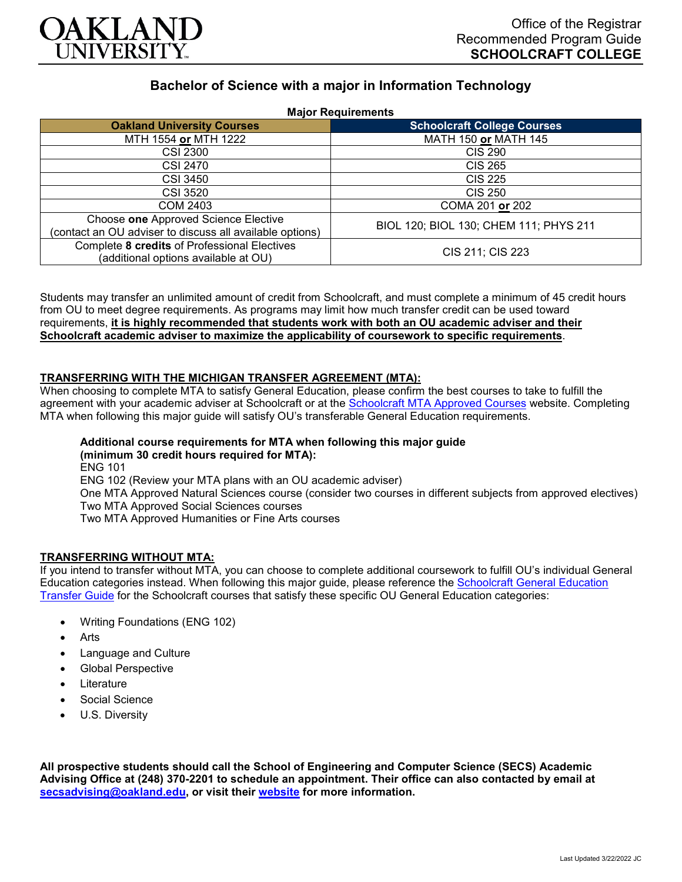OAKLAND UNIVERSITY

Office of the Registrar
Recommended Program Guide
**SCHOOLCRAFT COLLEGE**

# Bachelor of Science with a major in Information Technology

**Major Requirements**

| Oakland University Courses | Schoolcraft College Courses |
|---|---|
| MTH 1554 **or** MTH 1222 | MATH 150 **or** MATH 145 |
| CSI 2300 | CIS 290 |
| CSI 2470 | CIS 265 |
| CSI 3450 | CIS 225 |
| CSI 3520 | CIS 250 |
| COM 2403 | COMA 201 **or** 202 |
| Choose **one** Approved Science Elective (contact an OU adviser to discuss all available options) | BIOL 120; BIOL 130; CHEM 111; PHYS 211 |
| Complete **8 credits** of Professional Electives (additional options available at OU) | CIS 211; CIS 223 |

Students may transfer an unlimited amount of credit from Schoolcraft, and must complete a minimum of 45 credit hours from OU to meet degree requirements. As programs may limit how much transfer credit can be used toward requirements, **it is highly recommended that students work with both an OU academic adviser and their Schoolcraft academic adviser to maximize the applicability of coursework to specific requirements**.

## TRANSFERRING WITH THE MICHIGAN TRANSFER AGREEMENT (MTA):

When choosing to complete MTA to satisfy General Education, please confirm the best courses to take to fulfill the agreement with your academic adviser at Schoolcraft or at the Schoolcraft MTA Approved Courses website. Completing MTA when following this major guide will satisfy OU's transferable General Education requirements.

**Additional course requirements for MTA when following this major guide (minimum 30 credit hours required for MTA):**

ENG 101
ENG 102 (Review your MTA plans with an OU academic adviser)
One MTA Approved Natural Sciences course (consider two courses in different subjects from approved electives)
Two MTA Approved Social Sciences courses
Two MTA Approved Humanities or Fine Arts courses

## TRANSFERRING WITHOUT MTA:

If you intend to transfer without MTA, you can choose to complete additional coursework to fulfill OU's individual General Education categories instead. When following this major guide, please reference the Schoolcraft General Education Transfer Guide for the Schoolcraft courses that satisfy these specific OU General Education categories:

- Writing Foundations (ENG 102)
- Arts
- Language and Culture
- Global Perspective
- Literature
- Social Science
- U.S. Diversity

**All prospective students should call the School of Engineering and Computer Science (SECS) Academic Advising Office at (248) 370-2201 to schedule an appointment. Their office can also contacted by email at secsadvising@oakland.edu, or visit their website for more information.**

Last Updated 3/22/2022 JC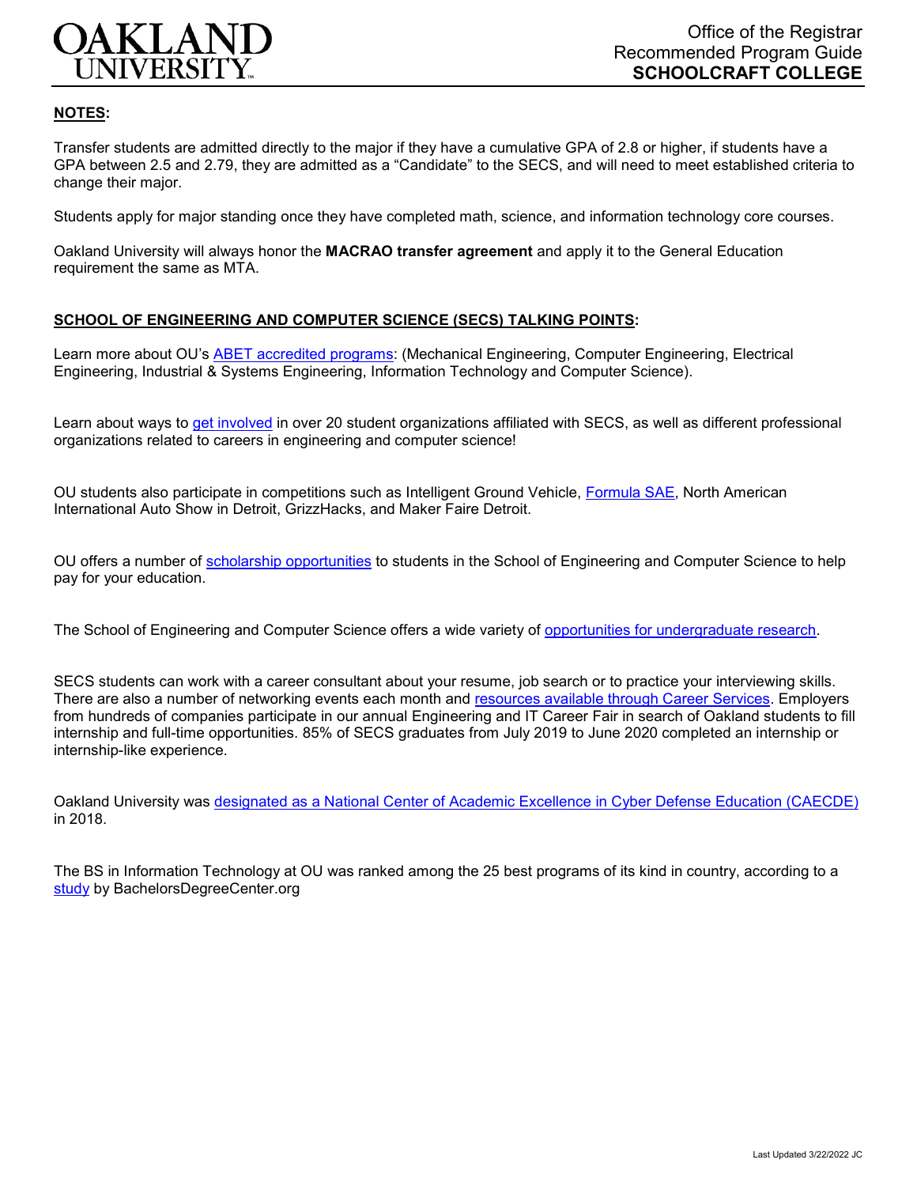**NOTES:**

Transfer students are admitted directly to the major if they have a cumulative GPA of 2.8 or higher, if students have a GPA between 2.5 and 2.79, they are admitted as a "Candidate" to the SECS, and will need to meet established criteria to change their major.

Students apply for major standing once they have completed math, science, and information technology core courses.

Oakland University will always honor the **MACRAO transfer agreement** and apply it to the General Education requirement the same as MTA.

**SCHOOL OF ENGINEERING AND COMPUTER SCIENCE (SECS) TALKING POINTS:**

Learn more about OU's ABET accredited programs: (Mechanical Engineering, Computer Engineering, Electrical Engineering, Industrial & Systems Engineering, Information Technology and Computer Science).

Learn about ways to get involved in over 20 student organizations affiliated with SECS, as well as different professional organizations related to careers in engineering and computer science!

OU students also participate in competitions such as Intelligent Ground Vehicle, Formula SAE, North American International Auto Show in Detroit, GrizzHacks, and Maker Faire Detroit.

OU offers a number of scholarship opportunities to students in the School of Engineering and Computer Science to help pay for your education.

The School of Engineering and Computer Science offers a wide variety of opportunities for undergraduate research.

SECS students can work with a career consultant about your resume, job search or to practice your interviewing skills. There are also a number of networking events each month and resources available through Career Services. Employers from hundreds of companies participate in our annual Engineering and IT Career Fair in search of Oakland students to fill internship and full-time opportunities. 85% of SECS graduates from July 2019 to June 2020 completed an internship or internship-like experience.

Oakland University was designated as a National Center of Academic Excellence in Cyber Defense Education (CAECDE) in 2018.

The BS in Information Technology at OU was ranked among the 25 best programs of its kind in country, according to a study by BachelorsDegreeCenter.org

Last Updated 3/22/2022 JC